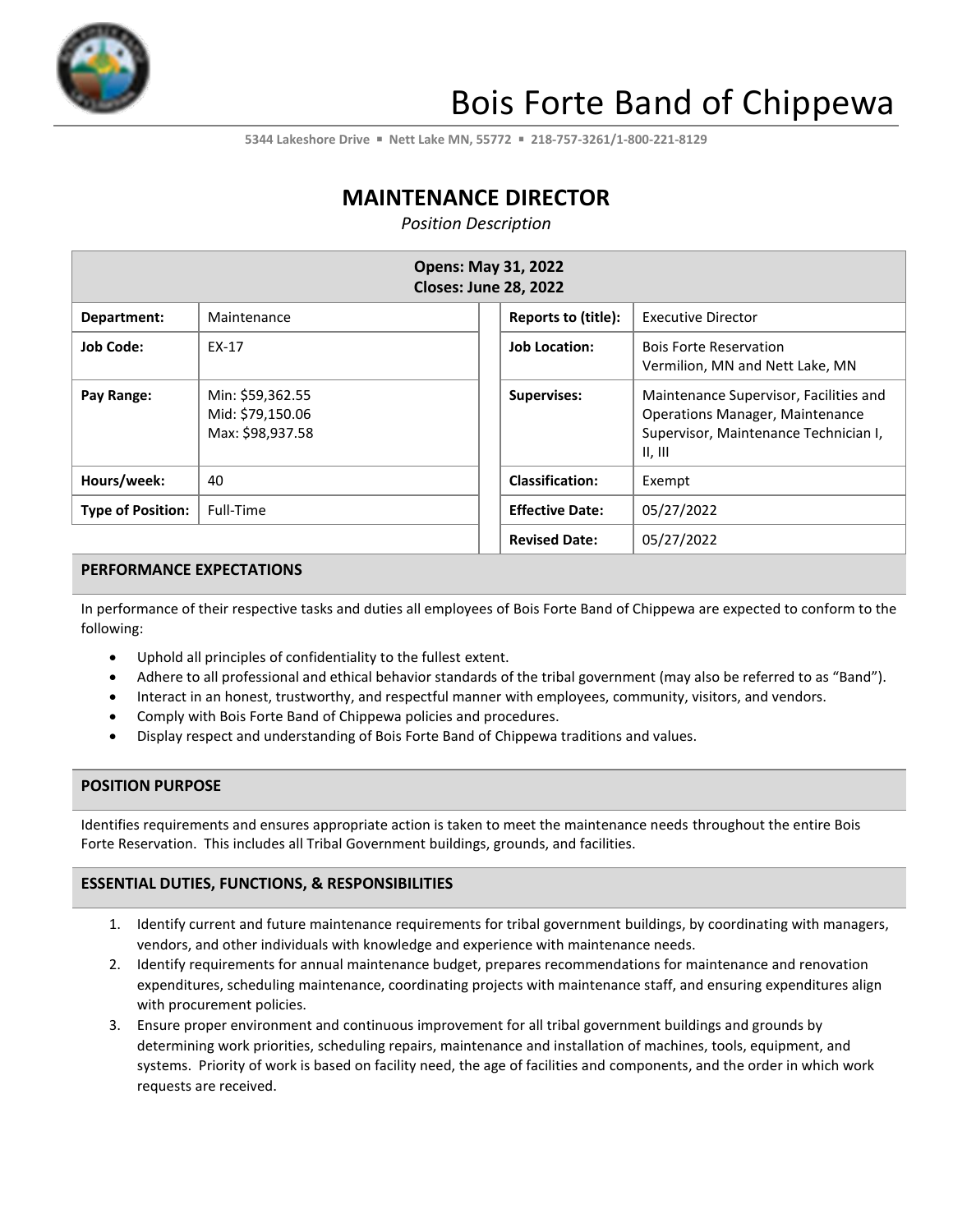# Bois Forte Band of Chippewa

5344 Lakeshore Drive ▪ Nett Lake MN, 55772 ▪ 218-757-3261/1-800-221-8129

## MAINTENANCE DIRECTOR

*Position Description*

| Opens: May 31, 2022<br>Closes: June 28, 2022 | | | |
|---|---|---|---|
| **Department:** | Maintenance | **Reports to (title):** | Executive Director |
| **Job Code:** | EX-17 | **Job Location:** | Bois Forte Reservation<br>Vermilion, MN and Nett Lake, MN |
| **Pay Range:** | Min: $59,362.55<br>Mid: $79,150.06<br>Max: $98,937.58 | **Supervises:** | Maintenance Supervisor, Facilities and Operations Manager, Maintenance Supervisor, Maintenance Technician I, II, III |
| **Hours/week:** | 40 | **Classification:** | Exempt |
| **Type of Position:** | Full-Time | **Effective Date:** | 05/27/2022 |
| | | **Revised Date:** | 05/27/2022 |

### PERFORMANCE EXPECTATIONS

In performance of their respective tasks and duties all employees of Bois Forte Band of Chippewa are expected to conform to the following:

- Uphold all principles of confidentiality to the fullest extent.
- Adhere to all professional and ethical behavior standards of the tribal government (may also be referred to as "Band").
- Interact in an honest, trustworthy, and respectful manner with employees, community, visitors, and vendors.
- Comply with Bois Forte Band of Chippewa policies and procedures.
- Display respect and understanding of Bois Forte Band of Chippewa traditions and values.

### POSITION PURPOSE

Identifies requirements and ensures appropriate action is taken to meet the maintenance needs throughout the entire Bois Forte Reservation. This includes all Tribal Government buildings, grounds, and facilities.

### ESSENTIAL DUTIES, FUNCTIONS, & RESPONSIBILITIES

1. Identify current and future maintenance requirements for tribal government buildings, by coordinating with managers, vendors, and other individuals with knowledge and experience with maintenance needs.
2. Identify requirements for annual maintenance budget, prepares recommendations for maintenance and renovation expenditures, scheduling maintenance, coordinating projects with maintenance staff, and ensuring expenditures align with procurement policies.
3. Ensure proper environment and continuous improvement for all tribal government buildings and grounds by determining work priorities, scheduling repairs, maintenance and installation of machines, tools, equipment, and systems. Priority of work is based on facility need, the age of facilities and components, and the order in which work requests are received.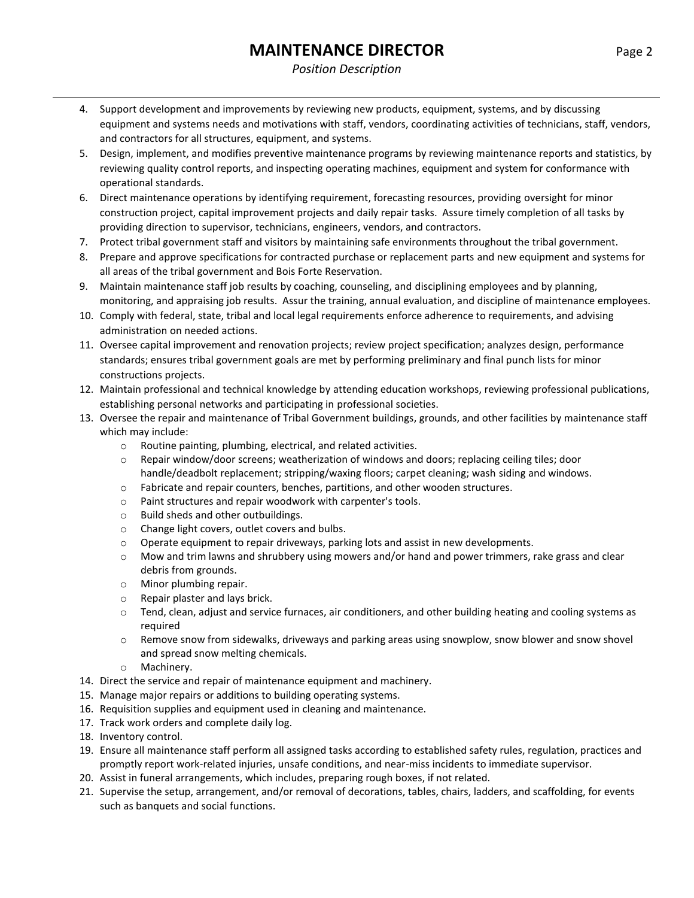4. Support development and improvements by reviewing new products, equipment, systems, and by discussing equipment and systems needs and motivations with staff, vendors, coordinating activities of technicians, staff, vendors, and contractors for all structures, equipment, and systems.
5. Design, implement, and modifies preventive maintenance programs by reviewing maintenance reports and statistics, by reviewing quality control reports, and inspecting operating machines, equipment and system for conformance with operational standards.
6. Direct maintenance operations by identifying requirement, forecasting resources, providing oversight for minor construction project, capital improvement projects and daily repair tasks. Assure timely completion of all tasks by providing direction to supervisor, technicians, engineers, vendors, and contractors.
7. Protect tribal government staff and visitors by maintaining safe environments throughout the tribal government.
8. Prepare and approve specifications for contracted purchase or replacement parts and new equipment and systems for all areas of the tribal government and Bois Forte Reservation.
9. Maintain maintenance staff job results by coaching, counseling, and disciplining employees and by planning, monitoring, and appraising job results. Assur the training, annual evaluation, and discipline of maintenance employees.
10. Comply with federal, state, tribal and local legal requirements enforce adherence to requirements, and advising administration on needed actions.
11. Oversee capital improvement and renovation projects; review project specification; analyzes design, performance standards; ensures tribal government goals are met by performing preliminary and final punch lists for minor constructions projects.
12. Maintain professional and technical knowledge by attending education workshops, reviewing professional publications, establishing personal networks and participating in professional societies.
13. Oversee the repair and maintenance of Tribal Government buildings, grounds, and other facilities by maintenance staff which may include:
    - Routine painting, plumbing, electrical, and related activities.
    - Repair window/door screens; weatherization of windows and doors; replacing ceiling tiles; door handle/deadbolt replacement; stripping/waxing floors; carpet cleaning; wash siding and windows.
    - Fabricate and repair counters, benches, partitions, and other wooden structures.
    - Paint structures and repair woodwork with carpenter's tools.
    - Build sheds and other outbuildings.
    - Change light covers, outlet covers and bulbs.
    - Operate equipment to repair driveways, parking lots and assist in new developments.
    - Mow and trim lawns and shrubbery using mowers and/or hand and power trimmers, rake grass and clear debris from grounds.
    - Minor plumbing repair.
    - Repair plaster and lays brick.
    - Tend, clean, adjust and service furnaces, air conditioners, and other building heating and cooling systems as required
    - Remove snow from sidewalks, driveways and parking areas using snowplow, snow blower and snow shovel and spread snow melting chemicals.
    - Machinery.
14. Direct the service and repair of maintenance equipment and machinery.
15. Manage major repairs or additions to building operating systems.
16. Requisition supplies and equipment used in cleaning and maintenance.
17. Track work orders and complete daily log.
18. Inventory control.
19. Ensure all maintenance staff perform all assigned tasks according to established safety rules, regulation, practices and promptly report work-related injuries, unsafe conditions, and near-miss incidents to immediate supervisor.
20. Assist in funeral arrangements, which includes, preparing rough boxes, if not related.
21. Supervise the setup, arrangement, and/or removal of decorations, tables, chairs, ladders, and scaffolding, for events such as banquets and social functions.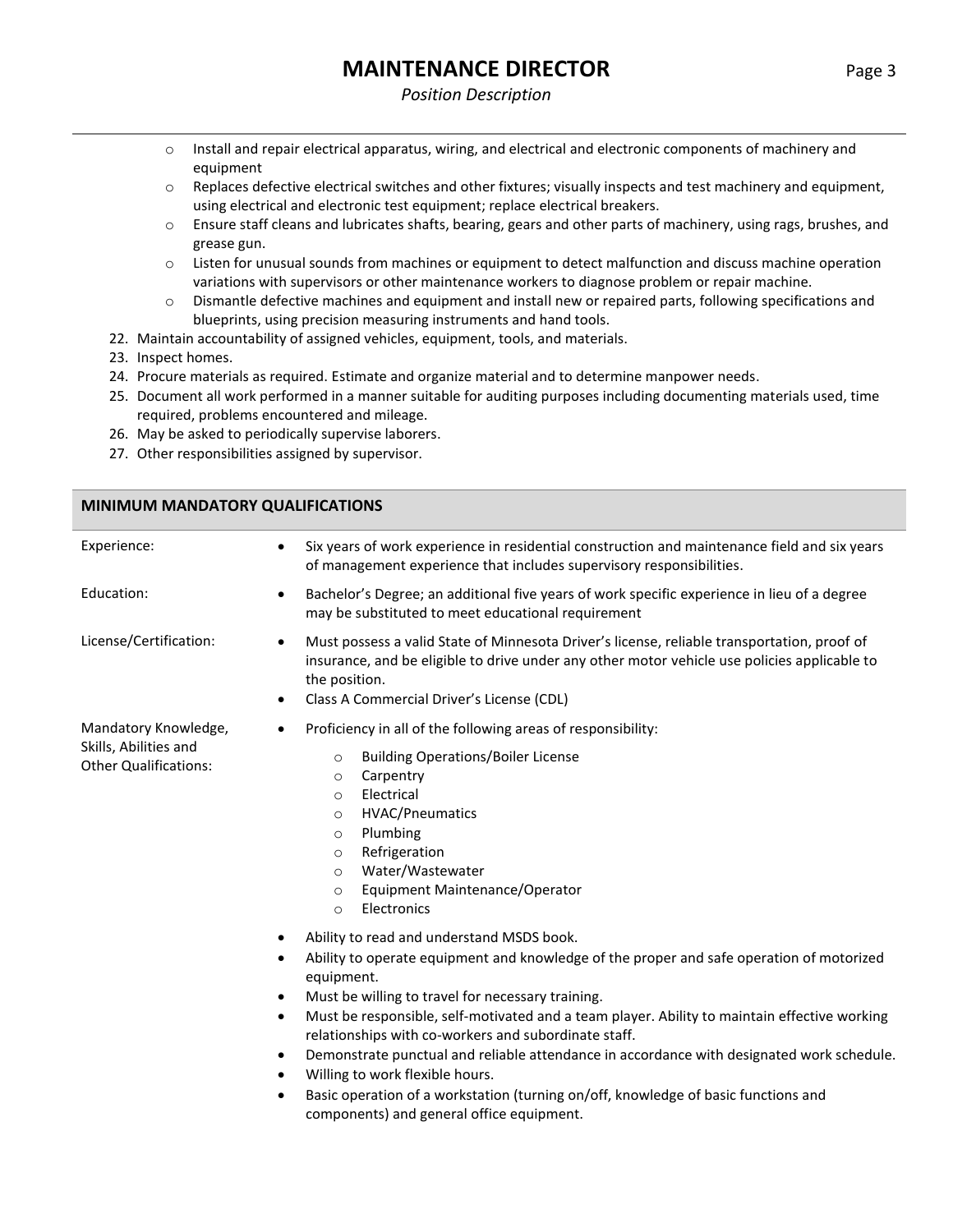- Install and repair electrical apparatus, wiring, and electrical and electronic components of machinery and equipment
   - Replaces defective electrical switches and other fixtures; visually inspects and test machinery and equipment, using electrical and electronic test equipment; replace electrical breakers.
   - Ensure staff cleans and lubricates shafts, bearing, gears and other parts of machinery, using rags, brushes, and grease gun.
   - Listen for unusual sounds from machines or equipment to detect malfunction and discuss machine operation variations with supervisors or other maintenance workers to diagnose problem or repair machine.
   - Dismantle defective machines and equipment and install new or repaired parts, following specifications and blueprints, using precision measuring instruments and hand tools.

22. Maintain accountability of assigned vehicles, equipment, tools, and materials.
23. Inspect homes.
24. Procure materials as required. Estimate and organize material and to determine manpower needs.
25. Document all work performed in a manner suitable for auditing purposes including documenting materials used, time required, problems encountered and mileage.
26. May be asked to periodically supervise laborers.
27. Other responsibilities assigned by supervisor.

## MINIMUM MANDATORY QUALIFICATIONS

**Experience:**

- Six years of work experience in residential construction and maintenance field and six years of management experience that includes supervisory responsibilities.

**Education:**

- Bachelor's Degree; an additional five years of work specific experience in lieu of a degree may be substituted to meet educational requirement

**License/Certification:**

- Must possess a valid State of Minnesota Driver's license, reliable transportation, proof of insurance, and be eligible to drive under any other motor vehicle use policies applicable to the position.
- Class A Commercial Driver's License (CDL)

**Mandatory Knowledge, Skills, Abilities and Other Qualifications:**

- Proficiency in all of the following areas of responsibility:
  - Building Operations/Boiler License
  - Carpentry
  - Electrical
  - HVAC/Pneumatics
  - Plumbing
  - Refrigeration
  - Water/Wastewater
  - Equipment Maintenance/Operator
  - Electronics
- Ability to read and understand MSDS book.
- Ability to operate equipment and knowledge of the proper and safe operation of motorized equipment.
- Must be willing to travel for necessary training.
- Must be responsible, self-motivated and a team player. Ability to maintain effective working relationships with co-workers and subordinate staff.
- Demonstrate punctual and reliable attendance in accordance with designated work schedule.
- Willing to work flexible hours.
- Basic operation of a workstation (turning on/off, knowledge of basic functions and components) and general office equipment.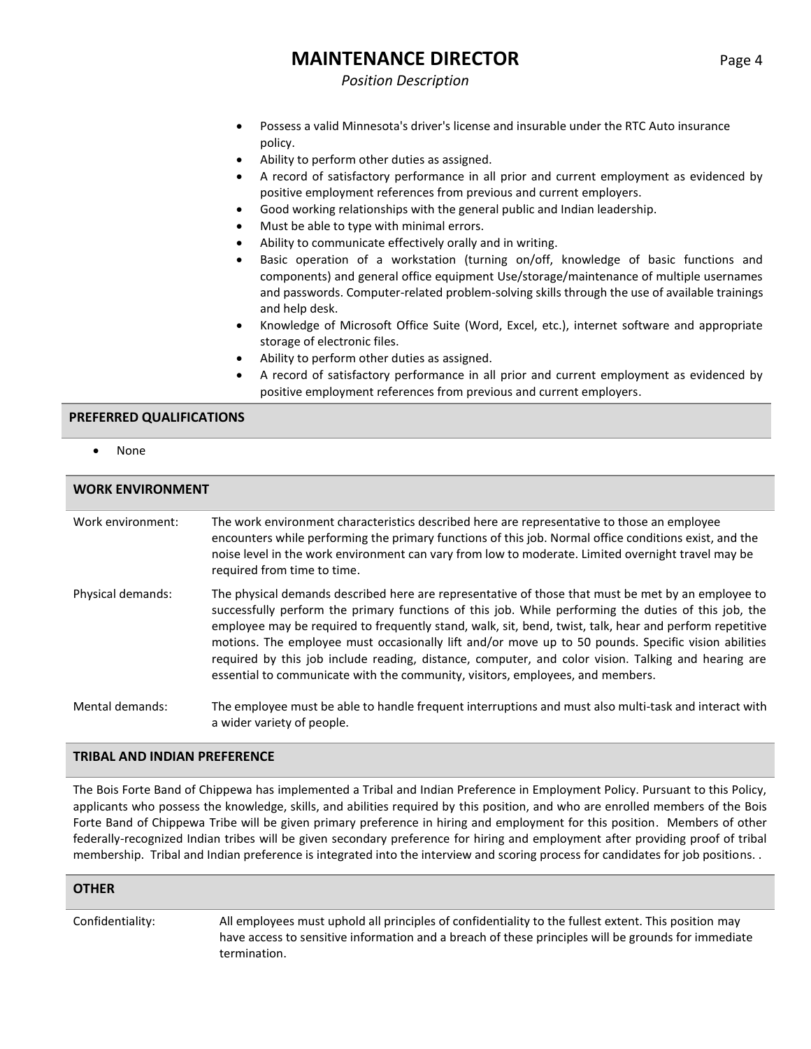- Possess a valid Minnesota's driver's license and insurable under the RTC Auto insurance policy.
- Ability to perform other duties as assigned.
- A record of satisfactory performance in all prior and current employment as evidenced by positive employment references from previous and current employers.
- Good working relationships with the general public and Indian leadership.
- Must be able to type with minimal errors.
- Ability to communicate effectively orally and in writing.
- Basic operation of a workstation (turning on/off, knowledge of basic functions and components) and general office equipment Use/storage/maintenance of multiple usernames and passwords. Computer-related problem-solving skills through the use of available trainings and help desk.
- Knowledge of Microsoft Office Suite (Word, Excel, etc.), internet software and appropriate storage of electronic files.
- Ability to perform other duties as assigned.
- A record of satisfactory performance in all prior and current employment as evidenced by positive employment references from previous and current employers.

## PREFERRED QUALIFICATIONS

- None

## WORK ENVIRONMENT

**Work environment:** The work environment characteristics described here are representative to those an employee encounters while performing the primary functions of this job. Normal office conditions exist, and the noise level in the work environment can vary from low to moderate. Limited overnight travel may be required from time to time.

**Physical demands:** The physical demands described here are representative of those that must be met by an employee to successfully perform the primary functions of this job. While performing the duties of this job, the employee may be required to frequently stand, walk, sit, bend, twist, talk, hear and perform repetitive motions. The employee must occasionally lift and/or move up to 50 pounds. Specific vision abilities required by this job include reading, distance, computer, and color vision. Talking and hearing are essential to communicate with the community, visitors, employees, and members.

**Mental demands:** The employee must be able to handle frequent interruptions and must also multi-task and interact with a wider variety of people.

## TRIBAL AND INDIAN PREFERENCE

The Bois Forte Band of Chippewa has implemented a Tribal and Indian Preference in Employment Policy. Pursuant to this Policy, applicants who possess the knowledge, skills, and abilities required by this position, and who are enrolled members of the Bois Forte Band of Chippewa Tribe will be given primary preference in hiring and employment for this position. Members of other federally-recognized Indian tribes will be given secondary preference for hiring and employment after providing proof of tribal membership. Tribal and Indian preference is integrated into the interview and scoring process for candidates for job positions. .

## OTHER

**Confidentiality:** All employees must uphold all principles of confidentiality to the fullest extent. This position may have access to sensitive information and a breach of these principles will be grounds for immediate termination.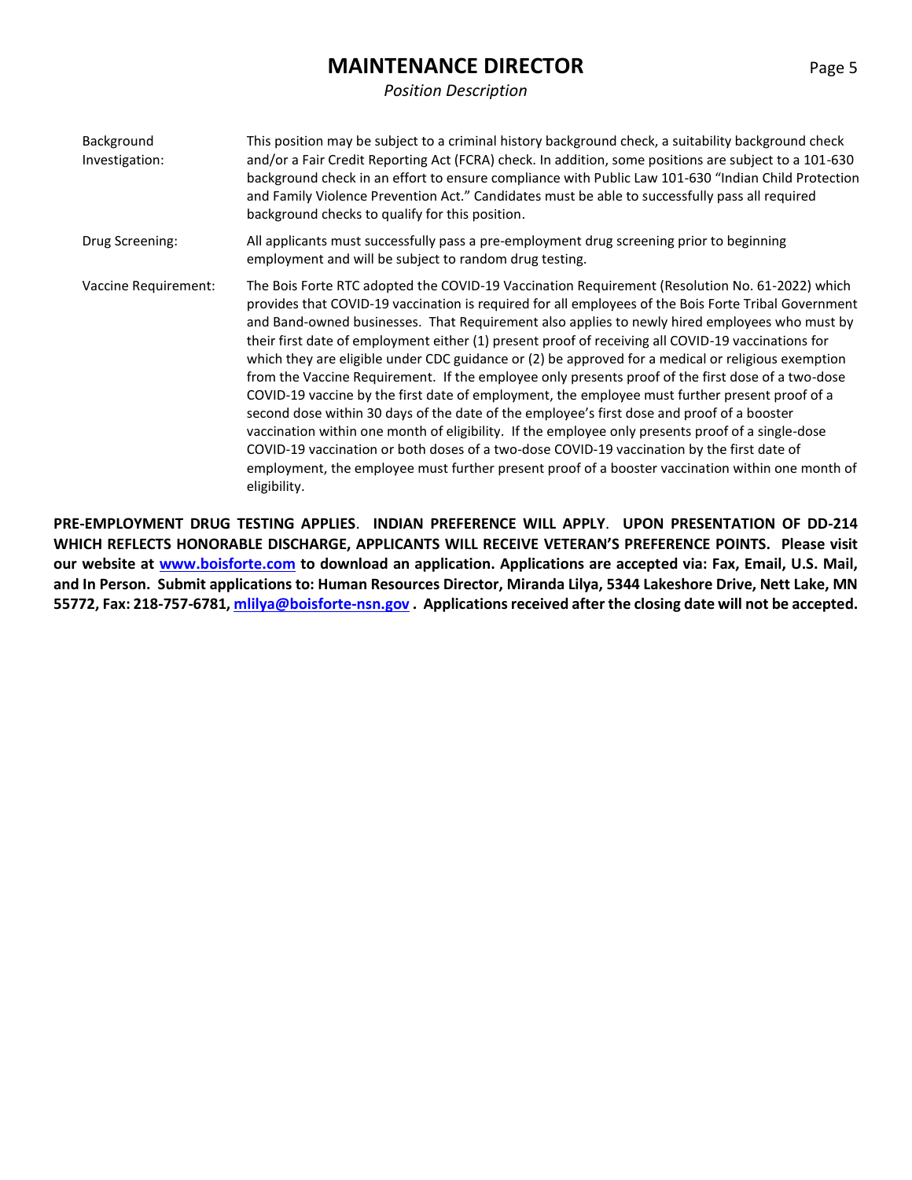# MAINTENANCE DIRECTOR

*Position Description*

| | |
|---|---|
| Background Investigation: | This position may be subject to a criminal history background check, a suitability background check and/or a Fair Credit Reporting Act (FCRA) check. In addition, some positions are subject to a 101-630 background check in an effort to ensure compliance with Public Law 101-630 "Indian Child Protection and Family Violence Prevention Act." Candidates must be able to successfully pass all required background checks to qualify for this position. |
| Drug Screening: | All applicants must successfully pass a pre-employment drug screening prior to beginning employment and will be subject to random drug testing. |
| Vaccine Requirement: | The Bois Forte RTC adopted the COVID-19 Vaccination Requirement (Resolution No. 61-2022) which provides that COVID-19 vaccination is required for all employees of the Bois Forte Tribal Government and Band-owned businesses. That Requirement also applies to newly hired employees who must by their first date of employment either (1) present proof of receiving all COVID-19 vaccinations for which they are eligible under CDC guidance or (2) be approved for a medical or religious exemption from the Vaccine Requirement. If the employee only presents proof of the first dose of a two-dose COVID-19 vaccine by the first date of employment, the employee must further present proof of a second dose within 30 days of the date of the employee's first dose and proof of a booster vaccination within one month of eligibility. If the employee only presents proof of a single-dose COVID-19 vaccination or both doses of a two-dose COVID-19 vaccination by the first date of employment, the employee must further present proof of a booster vaccination within one month of eligibility. |

**PRE-EMPLOYMENT DRUG TESTING APPLIES. INDIAN PREFERENCE WILL APPLY. UPON PRESENTATION OF DD-214 WHICH REFLECTS HONORABLE DISCHARGE, APPLICANTS WILL RECEIVE VETERAN'S PREFERENCE POINTS. Please visit our website at [www.boisforte.com](http://www.boisforte.com) to download an application. Applications are accepted via: Fax, Email, U.S. Mail, and In Person. Submit applications to: Human Resources Director, Miranda Lilya, 5344 Lakeshore Drive, Nett Lake, MN 55772, Fax: 218-757-6781, [mlilya@boisforte-nsn.gov](mailto:mlilya@boisforte-nsn.gov) . Applications received after the closing date will not be accepted.**